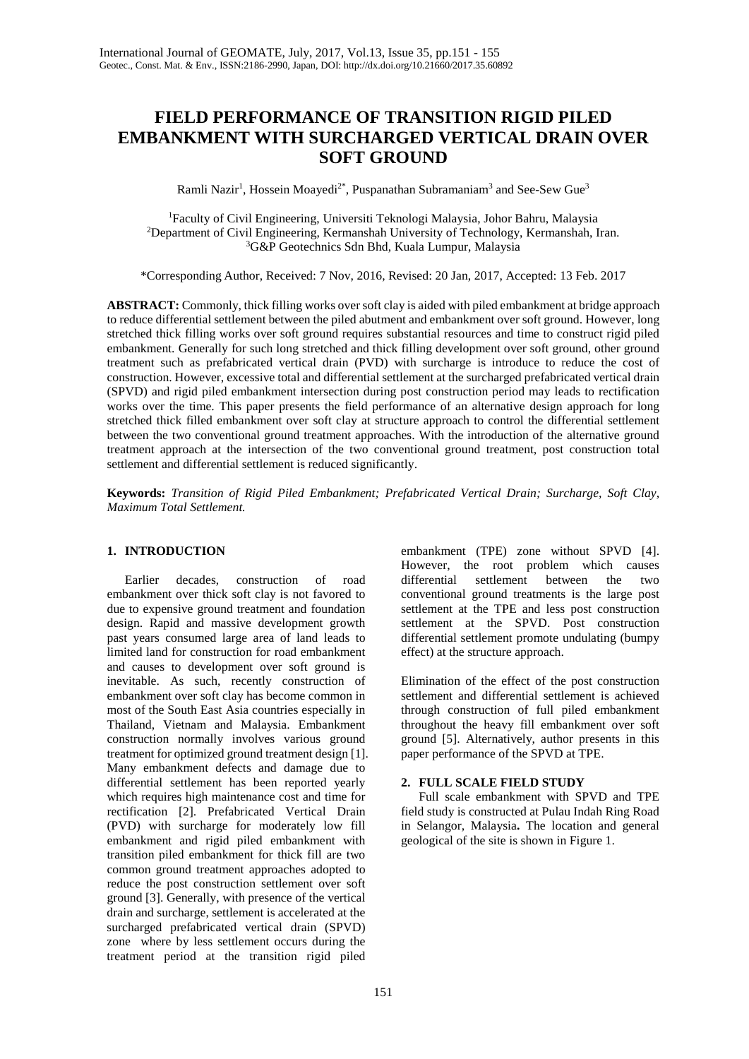# FIELD PERFORMANCE OF TRANSITION RIGID PILED EMBANKMENT WITH SURCHARGED VERTICAL DRAIN OVER SOFT GROUND

Ramli Nazir[1], Hossein Moayedi[2*], Puspanathan Subramaniam[3] and See-Sew Gue[3]

[1]Faculty of Civil Engineering, Universiti Teknologi Malaysia, Johor Bahru, Malaysia
[2]Department of Civil Engineering, Kermanshah University of Technology, Kermanshah, Iran.
[3]G&P Geotechnics Sdn Bhd, Kuala Lumpur, Malaysia

*Corresponding Author, Received: 7 Nov, 2016, Revised: 20 Jan, 2017, Accepted: 13 Feb. 2017

**ABSTRACT:** Commonly, thick filling works over soft clay is aided with piled embankment at bridge approach to reduce differential settlement between the piled abutment and embankment over soft ground. However, long stretched thick filling works over soft ground requires substantial resources and time to construct rigid piled embankment. Generally for such long stretched and thick filling development over soft ground, other ground treatment such as prefabricated vertical drain (PVD) with surcharge is introduce to reduce the cost of construction. However, excessive total and differential settlement at the surcharged prefabricated vertical drain (SPVD) and rigid piled embankment intersection during post construction period may leads to rectification works over the time. This paper presents the field performance of an alternative design approach for long stretched thick filled embankment over soft clay at structure approach to control the differential settlement between the two conventional ground treatment approaches. With the introduction of the alternative ground treatment approach at the intersection of the two conventional ground treatment, post construction total settlement and differential settlement is reduced significantly.

**Keywords:** *Transition of Rigid Piled Embankment; Prefabricated Vertical Drain; Surcharge, Soft Clay, Maximum Total Settlement.*

## 1. INTRODUCTION

Earlier decades, construction of road embankment over thick soft clay is not favored to due to expensive ground treatment and foundation design. Rapid and massive development growth past years consumed large area of land leads to limited land for construction for road embankment and causes to development over soft ground is inevitable. As such, recently construction of embankment over soft clay has become common in most of the South East Asia countries especially in Thailand, Vietnam and Malaysia. Embankment construction normally involves various ground treatment for optimized ground treatment design [1]. Many embankment defects and damage due to differential settlement has been reported yearly which requires high maintenance cost and time for rectification [2]. Prefabricated Vertical Drain (PVD) with surcharge for moderately low fill embankment and rigid piled embankment with transition piled embankment for thick fill are two common ground treatment approaches adopted to reduce the post construction settlement over soft ground [3]. Generally, with presence of the vertical drain and surcharge, settlement is accelerated at the surcharged prefabricated vertical drain (SPVD) zone where by less settlement occurs during the treatment period at the transition rigid piled embankment (TPE) zone without SPVD [4]. However, the root problem which causes differential settlement between the two conventional ground treatments is the large post settlement at the TPE and less post construction settlement at the SPVD. Post construction differential settlement promote undulating (bumpy effect) at the structure approach.

Elimination of the effect of the post construction settlement and differential settlement is achieved through construction of full piled embankment throughout the heavy fill embankment over soft ground [5]. Alternatively, author presents in this paper performance of the SPVD at TPE.

## 2. FULL SCALE FIELD STUDY

Full scale embankment with SPVD and TPE field study is constructed at Pulau Indah Ring Road in Selangor, Malaysia**.** The location and general geological of the site is shown in Figure 1.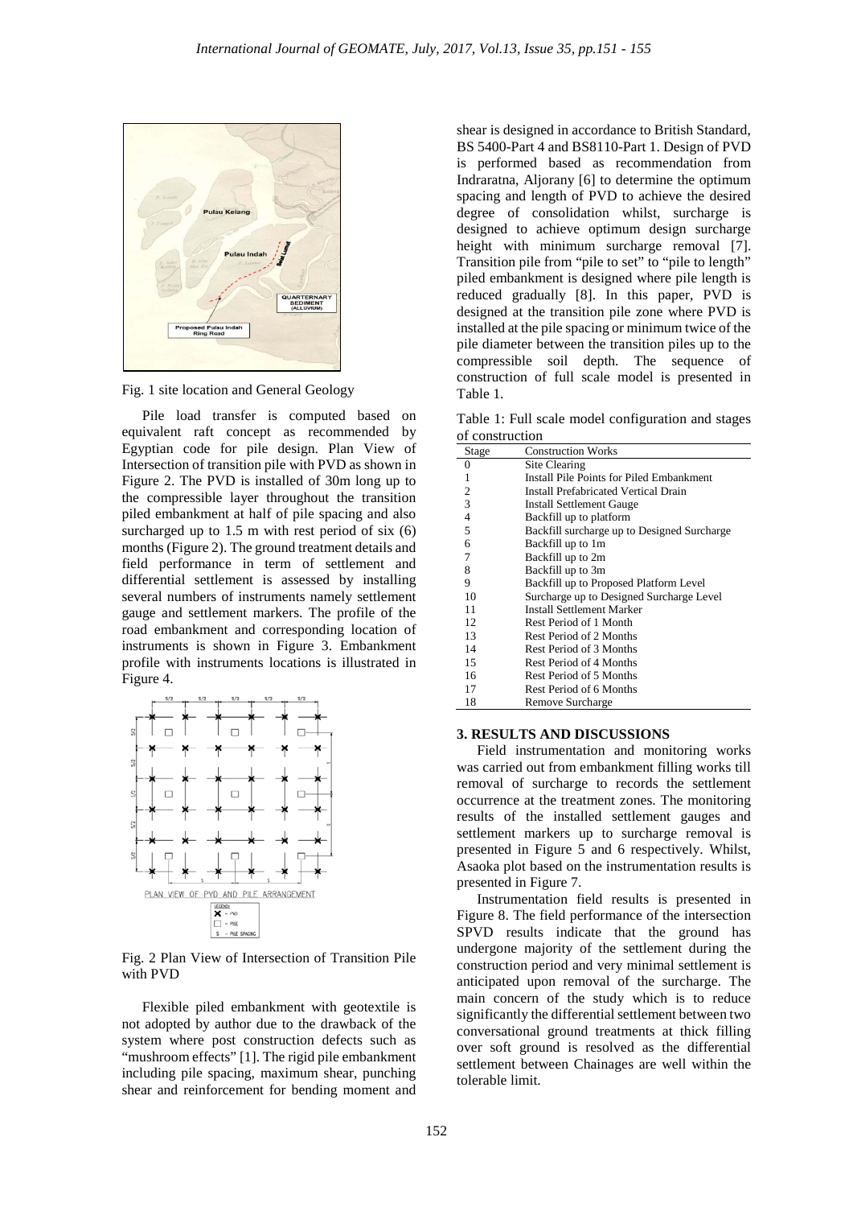Fig. 1 site location and General Geology

Pile load transfer is computed based on equivalent raft concept as recommended by Egyptian code for pile design. Plan View of Intersection of transition pile with PVD as shown in Figure 2. The PVD is installed of 30m long up to the compressible layer throughout the transition piled embankment at half of pile spacing and also surcharged up to 1.5 m with rest period of six (6) months (Figure 2). The ground treatment details and field performance in term of settlement and differential settlement is assessed by installing several numbers of instruments namely settlement gauge and settlement markers. The profile of the road embankment and corresponding location of instruments is shown in Figure 3. Embankment profile with instruments locations is illustrated in Figure 4.

Fig. 2 Plan View of Intersection of Transition Pile with PVD

Flexible piled embankment with geotextile is not adopted by author due to the drawback of the system where post construction defects such as "mushroom effects" [1]. The rigid pile embankment including pile spacing, maximum shear, punching shear and reinforcement for bending moment and shear is designed in accordance to British Standard, BS 5400-Part 4 and BS8110-Part 1. Design of PVD is performed based as recommendation from Indraratna, Aljorany [6] to determine the optimum spacing and length of PVD to achieve the desired degree of consolidation whilst, surcharge is designed to achieve optimum design surcharge height with minimum surcharge removal [7]. Transition pile from "pile to set" to "pile to length" piled embankment is designed where pile length is reduced gradually [8]. In this paper, PVD is designed at the transition pile zone where PVD is installed at the pile spacing or minimum twice of the pile diameter between the transition piles up to the compressible soil depth. The sequence of construction of full scale model is presented in Table 1.

Table 1: Full scale model configuration and stages of construction

| Stage | Construction Works |
|---|---|
| 0 | Site Clearing |
| 1 | Install Pile Points for Piled Embankment |
| 2 | Install Prefabricated Vertical Drain |
| 3 | Install Settlement Gauge |
| 4 | Backfill up to platform |
| 5 | Backfill surcharge up to Designed Surcharge |
| 6 | Backfill up to 1m |
| 7 | Backfill up to 2m |
| 8 | Backfill up to 3m |
| 9 | Backfill up to Proposed Platform Level |
| 10 | Surcharge up to Designed Surcharge Level |
| 11 | Install Settlement Marker |
| 12 | Rest Period of 1 Month |
| 13 | Rest Period of 2 Months |
| 14 | Rest Period of 3 Months |
| 15 | Rest Period of 4 Months |
| 16 | Rest Period of 5 Months |
| 17 | Rest Period of 6 Months |
| 18 | Remove Surcharge |

## 3. RESULTS AND DISCUSSIONS

Field instrumentation and monitoring works was carried out from embankment filling works till removal of surcharge to records the settlement occurrence at the treatment zones. The monitoring results of the installed settlement gauges and settlement markers up to surcharge removal is presented in Figure 5 and 6 respectively. Whilst, Asaoka plot based on the instrumentation results is presented in Figure 7.

Instrumentation field results is presented in Figure 8. The field performance of the intersection SPVD results indicate that the ground has undergone majority of the settlement during the construction period and very minimal settlement is anticipated upon removal of the surcharge. The main concern of the study which is to reduce significantly the differential settlement between two conversational ground treatments at thick filling over soft ground is resolved as the differential settlement between Chainages are well within the tolerable limit.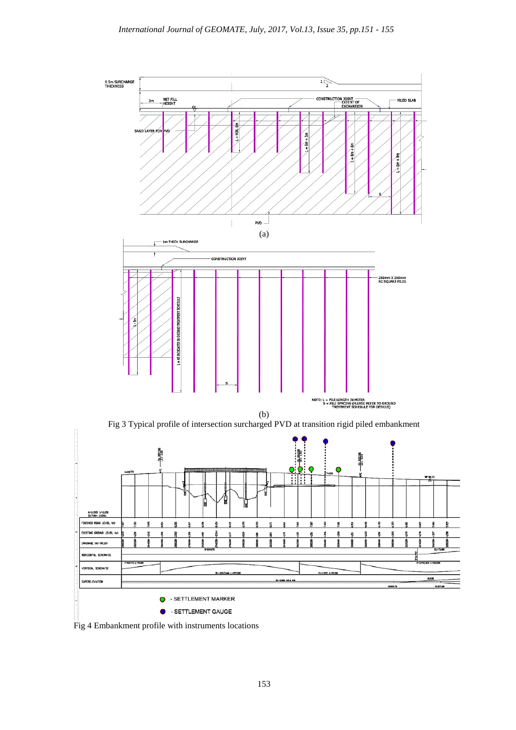(a)

(b)

Fig 3 Typical profile of intersection surcharged PVD at transition rigid piled embankment

Fig 4 Embankment profile with instruments locations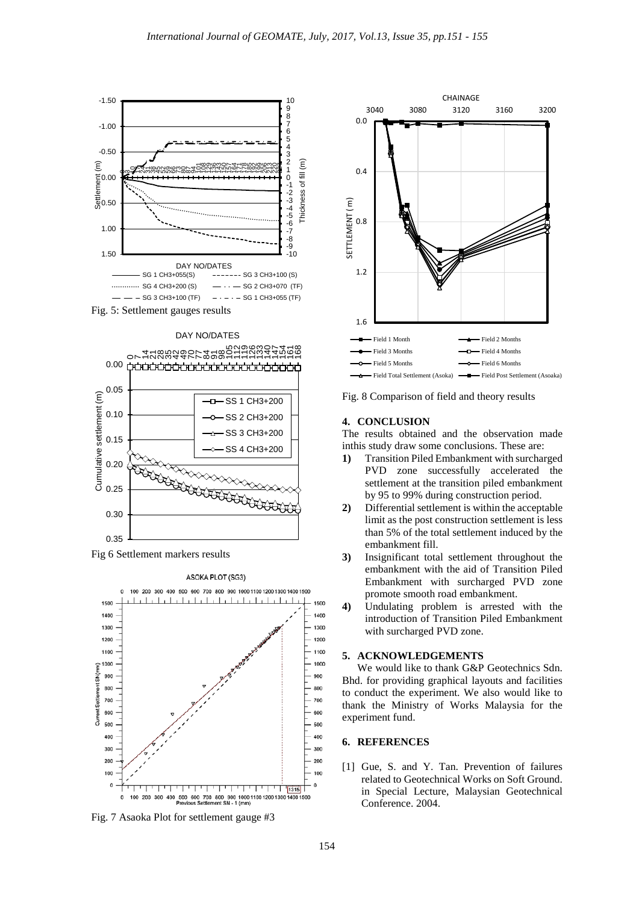Fig. 5: Settlement gauges results

Fig 6 Settlement markers results

Fig. 7 Asaoka Plot for settlement gauge #3

Fig. 8 Comparison of field and theory results

## 4. CONCLUSION

The results obtained and the observation made inthis study draw some conclusions. These are:

1) Transition Piled Embankment with surcharged PVD zone successfully accelerated the settlement at the transition piled embankment by 95 to 99% during construction period.
2) Differential settlement is within the acceptable limit as the post construction settlement is less than 5% of the total settlement induced by the embankment fill.
3) Insignificant total settlement throughout the embankment with the aid of Transition Piled Embankment with surcharged PVD zone promote smooth road embankment.
4) Undulating problem is arrested with the introduction of Transition Piled Embankment with surcharged PVD zone.

## 5. ACKNOWLEDGEMENTS

We would like to thank G&P Geotechnics Sdn. Bhd. for providing graphical layouts and facilities to conduct the experiment. We also would like to thank the Ministry of Works Malaysia for the experiment fund.

## 6. REFERENCES

[1] Gue, S. and Y. Tan. Prevention of failures related to Geotechnical Works on Soft Ground. in Special Lecture, Malaysian Geotechnical Conference. 2004.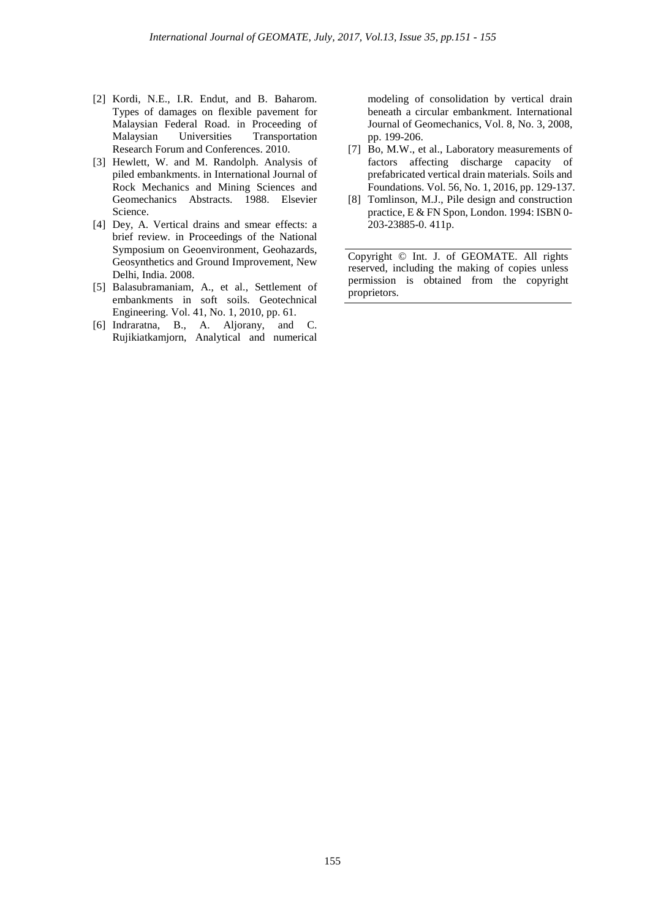[2] Kordi, N.E., I.R. Endut, and B. Baharom. Types of damages on flexible pavement for Malaysian Federal Road. in Proceeding of Malaysian Universities Transportation Research Forum and Conferences. 2010.

[3] Hewlett, W. and M. Randolph. Analysis of piled embankments. in International Journal of Rock Mechanics and Mining Sciences and Geomechanics Abstracts. 1988. Elsevier Science.

[4] Dey, A. Vertical drains and smear effects: a brief review. in Proceedings of the National Symposium on Geoenvironment, Geohazards, Geosynthetics and Ground Improvement, New Delhi, India. 2008.

[5] Balasubramaniam, A., et al., Settlement of embankments in soft soils. Geotechnical Engineering. Vol. 41, No. 1, 2010, pp. 61.

[6] Indraratna, B., A. Aljorany, and C. Rujikiatkamjorn, Analytical and numerical modeling of consolidation by vertical drain beneath a circular embankment. International Journal of Geomechanics, Vol. 8, No. 3, 2008, pp. 199-206.

[7] Bo, M.W., et al., Laboratory measurements of factors affecting discharge capacity of prefabricated vertical drain materials. Soils and Foundations. Vol. 56, No. 1, 2016, pp. 129-137.

[8] Tomlinson, M.J., Pile design and construction practice, E & FN Spon, London. 1994: ISBN 0-203-23885-0. 411p.

---

Copyright © Int. J. of GEOMATE. All rights reserved, including the making of copies unless permission is obtained from the copyright proprietors.